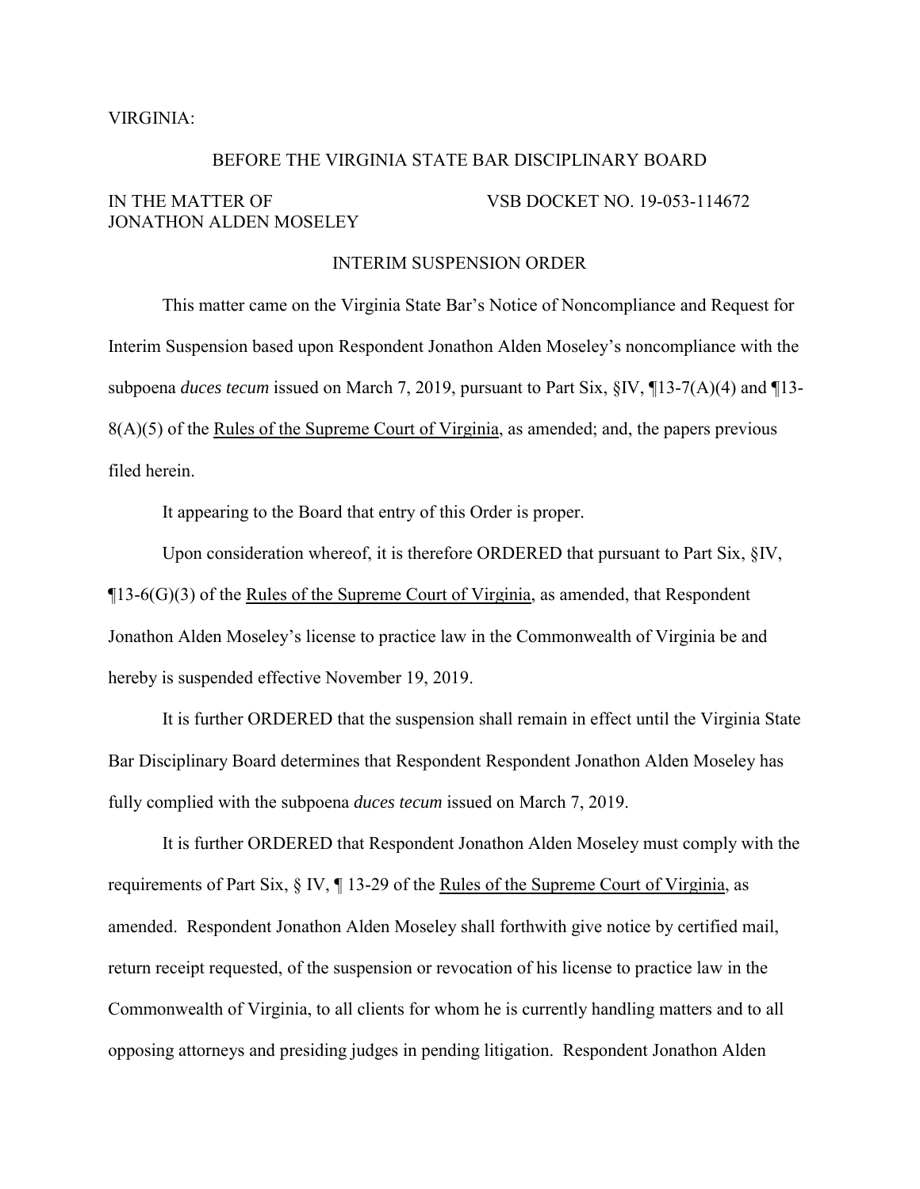VIRGINIA:

BEFORE THE VIRGINIA STATE BAR DISCIPLINARY BOARD

IN THE MATTER OF JONATHON ALDEN MOSELEY

VSB DOCKET NO. 19-053-114672

INTERIM SUSPENSION ORDER

This matter came on the Virginia State Bar's Notice of Noncompliance and Request for Interim Suspension based upon Respondent Jonathon Alden Moseley's noncompliance with the subpoena *duces tecum* issued on March 7, 2019, pursuant to Part Six, §IV, ¶13-7(A)(4) and ¶13-8(A)(5) of the Rules of the Supreme Court of Virginia, as amended; and, the papers previous filed herein.

It appearing to the Board that entry of this Order is proper.

Upon consideration whereof, it is therefore ORDERED that pursuant to Part Six, §IV, ¶13-6(G)(3) of the Rules of the Supreme Court of Virginia, as amended, that Respondent Jonathon Alden Moseley's license to practice law in the Commonwealth of Virginia be and hereby is suspended effective November 19, 2019.

It is further ORDERED that the suspension shall remain in effect until the Virginia State Bar Disciplinary Board determines that Respondent Respondent Jonathon Alden Moseley has fully complied with the subpoena *duces tecum* issued on March 7, 2019.

It is further ORDERED that Respondent Jonathon Alden Moseley must comply with the requirements of Part Six, § IV, ¶ 13-29 of the Rules of the Supreme Court of Virginia, as amended. Respondent Jonathon Alden Moseley shall forthwith give notice by certified mail, return receipt requested, of the suspension or revocation of his license to practice law in the Commonwealth of Virginia, to all clients for whom he is currently handling matters and to all opposing attorneys and presiding judges in pending litigation. Respondent Jonathon Alden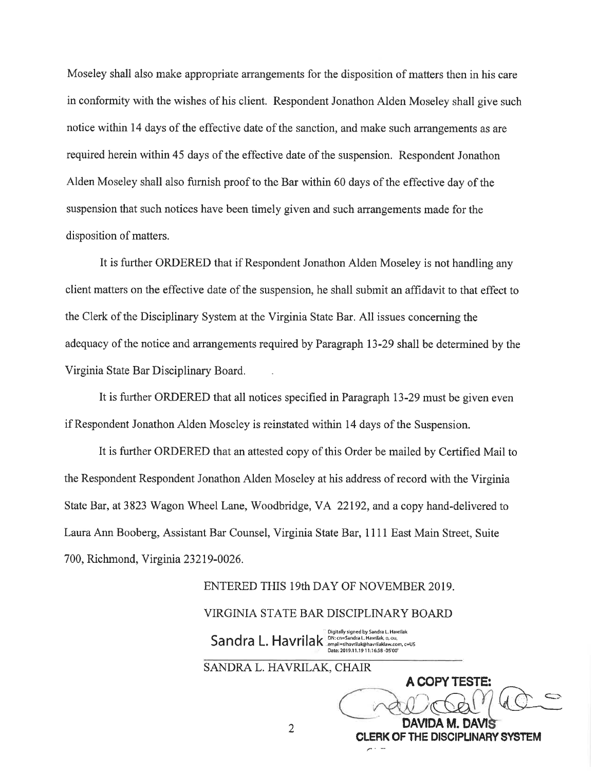Moseley shall also make appropriate arrangements for the disposition of matters then in his care in conformity with the wishes of his client. Respondent Jonathon Alden Moseley shall give such notice within 14 days of the effective date of the sanction, and make such arrangements as are required herein within 45 days of the effective date of the suspension. Respondent Jonathon Alden Moseley shall also furnish proof to the Bar within 60 days of the effective day of the suspension that such notices have been timely given and such arrangements made for the disposition of matters.

It is further ORDERED that if Respondent Jonathon Alden Moseley is not handling any client matters on the effective date of the suspension, he shall submit an affidavit to that effect to the Clerk of the Disciplinary System at the Virginia State Bar. All issues concerning the adequacy of the notice and arrangements required by Paragraph 13-29 shall be determined by the Virginia State Bar Disciplinary Board.

It is further ORDERED that all notices specified in Paragraph 13-29 must be given even if Respondent Jonathon Alden Moseley is reinstated within 14 days of the Suspension.

It is further ORDERED that an attested copy of this Order be mailed by Certified Mail to the Respondent Respondent Jonathon Alden Moseley at his address of record with the Virginia State Bar, at 3823 Wagon Wheel Lane, Woodbridge, VA 22192, and a copy hand-delivered to Laura Ann Booberg, Assistant Bar Counsel, Virginia State Bar, 1111 East Main Street, Suite 700, Richmond, Virginia 23219-0026.

ENTERED THIS 19th DAY OF NOVEMBER 2019.

VIRGINIA STATE BAR DISCIPLINARY BOARD

Sandra L. Havrilak Digitally signed by Sandra L. Havrilak DN: cn=Sandra L. Havrilak, o, ou, email=slhavrilak@havrilaklaw.com, c=US Date: 2019.11.19 11:16:58 -05'00'

SANDRA L. HAVRILAK, CHAIR

**A COPY TESTE:**

**DAVIDA M. DAVIS**
**CLERK OF THE DISCIPLINARY SYSTEM**